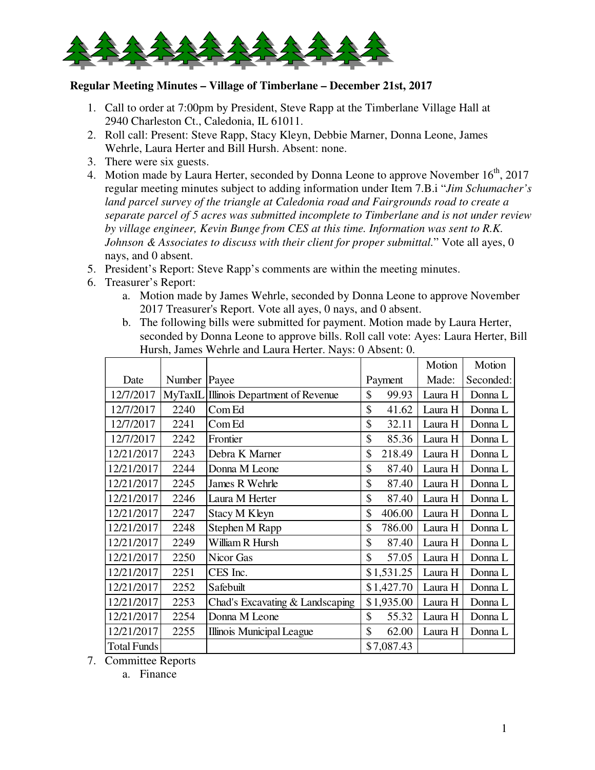**Regular Meeting Minutes – Village of Timberlane – December 21st, 2017**

1. Call to order at 7:00pm by President, Steve Rapp at the Timberlane Village Hall at 2940 Charleston Ct., Caledonia, IL 61011.
2. Roll call: Present: Steve Rapp, Stacy Kleyn, Debbie Marner, Donna Leone, James Wehrle, Laura Herter and Bill Hursh. Absent: none.
3. There were six guests.
4. Motion made by Laura Herter, seconded by Donna Leone to approve November 16th, 2017 regular meeting minutes subject to adding information under Item 7.B.i "*Jim Schumacher's land parcel survey of the triangle at Caledonia road and Fairgrounds road to create a separate parcel of 5 acres was submitted incomplete to Timberlane and is not under review by village engineer, Kevin Bunge from CES at this time. Information was sent to R.K. Johnson & Associates to discuss with their client for proper submittal.*" Vote all ayes, 0 nays, and 0 absent.
5. President's Report: Steve Rapp's comments are within the meeting minutes.
6. Treasurer's Report:
   a. Motion made by James Wehrle, seconded by Donna Leone to approve November 2017 Treasurer's Report. Vote all ayes, 0 nays, and 0 absent.
   b. The following bills were submitted for payment. Motion made by Laura Herter, seconded by Donna Leone to approve bills. Roll call vote: Ayes: Laura Herter, Bill Hursh, James Wehrle and Laura Herter. Nays: 0 Absent: 0.

| Date | Number | Payee | Payment | Motion Made: | Motion Seconded: |
|---|---|---|---|---|---|
| 12/7/2017 | MyTaxIL | Illinois Department of Revenue | $ 99.93 | Laura H | Donna L |
| 12/7/2017 | 2240 | Com Ed | $ 41.62 | Laura H | Donna L |
| 12/7/2017 | 2241 | Com Ed | $ 32.11 | Laura H | Donna L |
| 12/7/2017 | 2242 | Frontier | $ 85.36 | Laura H | Donna L |
| 12/21/2017 | 2243 | Debra K Marner | $ 218.49 | Laura H | Donna L |
| 12/21/2017 | 2244 | Donna M Leone | $ 87.40 | Laura H | Donna L |
| 12/21/2017 | 2245 | James R Wehrle | $ 87.40 | Laura H | Donna L |
| 12/21/2017 | 2246 | Laura M Herter | $ 87.40 | Laura H | Donna L |
| 12/21/2017 | 2247 | Stacy M Kleyn | $ 406.00 | Laura H | Donna L |
| 12/21/2017 | 2248 | Stephen M Rapp | $ 786.00 | Laura H | Donna L |
| 12/21/2017 | 2249 | William R Hursh | $ 87.40 | Laura H | Donna L |
| 12/21/2017 | 2250 | Nicor Gas | $ 57.05 | Laura H | Donna L |
| 12/21/2017 | 2251 | CES Inc. | $1,531.25 | Laura H | Donna L |
| 12/21/2017 | 2252 | Safebuilt | $1,427.70 | Laura H | Donna L |
| 12/21/2017 | 2253 | Chad's Excavating & Landscaping | $1,935.00 | Laura H | Donna L |
| 12/21/2017 | 2254 | Donna M Leone | $ 55.32 | Laura H | Donna L |
| 12/21/2017 | 2255 | Illinois Municipal League | $ 62.00 | Laura H | Donna L |
| Total Funds | | | $7,087.43 | | |

7. Committee Reports
   a. Finance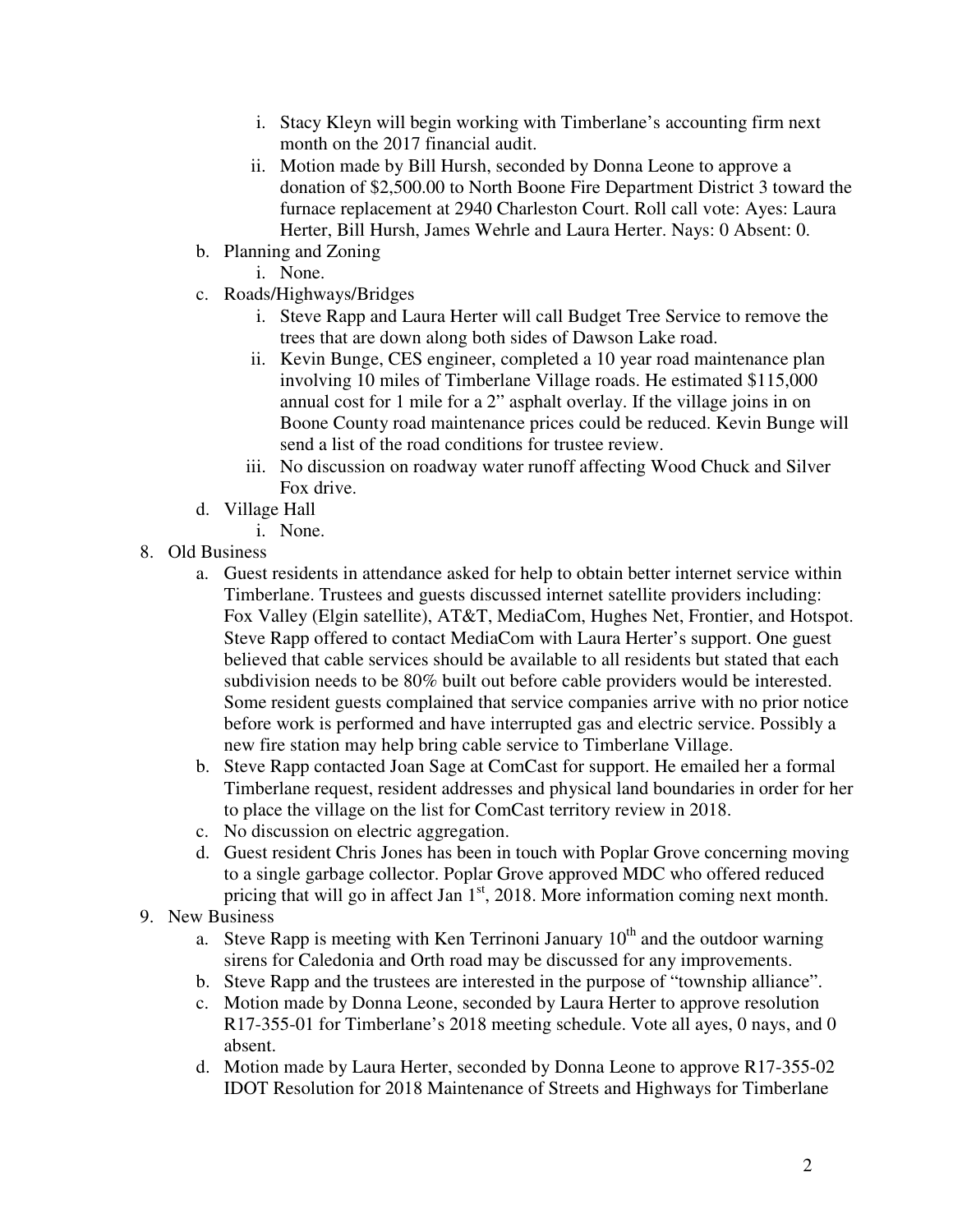i. Stacy Kleyn will begin working with Timberlane's accounting firm next month on the 2017 financial audit.
   ii. Motion made by Bill Hursh, seconded by Donna Leone to approve a donation of $2,500.00 to North Boone Fire Department District 3 toward the furnace replacement at 2940 Charleston Court. Roll call vote: Ayes: Laura Herter, Bill Hursh, James Wehrle and Laura Herter. Nays: 0 Absent: 0.

b. Planning and Zoning
   i. None.

c. Roads/Highways/Bridges
   i. Steve Rapp and Laura Herter will call Budget Tree Service to remove the trees that are down along both sides of Dawson Lake road.
   ii. Kevin Bunge, CES engineer, completed a 10 year road maintenance plan involving 10 miles of Timberlane Village roads. He estimated $115,000 annual cost for 1 mile for a 2" asphalt overlay. If the village joins in on Boone County road maintenance prices could be reduced. Kevin Bunge will send a list of the road conditions for trustee review.
   iii. No discussion on roadway water runoff affecting Wood Chuck and Silver Fox drive.

d. Village Hall
   i. None.

8. Old Business
   a. Guest residents in attendance asked for help to obtain better internet service within Timberlane. Trustees and guests discussed internet satellite providers including: Fox Valley (Elgin satellite), AT&T, MediaCom, Hughes Net, Frontier, and Hotspot. Steve Rapp offered to contact MediaCom with Laura Herter's support. One guest believed that cable services should be available to all residents but stated that each subdivision needs to be 80% built out before cable providers would be interested. Some resident guests complained that service companies arrive with no prior notice before work is performed and have interrupted gas and electric service. Possibly a new fire station may help bring cable service to Timberlane Village.
   b. Steve Rapp contacted Joan Sage at ComCast for support. He emailed her a formal Timberlane request, resident addresses and physical land boundaries in order for her to place the village on the list for ComCast territory review in 2018.
   c. No discussion on electric aggregation.
   d. Guest resident Chris Jones has been in touch with Poplar Grove concerning moving to a single garbage collector. Poplar Grove approved MDC who offered reduced pricing that will go in affect Jan 1st, 2018. More information coming next month.

9. New Business
   a. Steve Rapp is meeting with Ken Terrinoni January 10th and the outdoor warning sirens for Caledonia and Orth road may be discussed for any improvements.
   b. Steve Rapp and the trustees are interested in the purpose of "township alliance".
   c. Motion made by Donna Leone, seconded by Laura Herter to approve resolution R17-355-01 for Timberlane's 2018 meeting schedule. Vote all ayes, 0 nays, and 0 absent.
   d. Motion made by Laura Herter, seconded by Donna Leone to approve R17-355-02 IDOT Resolution for 2018 Maintenance of Streets and Highways for Timberlane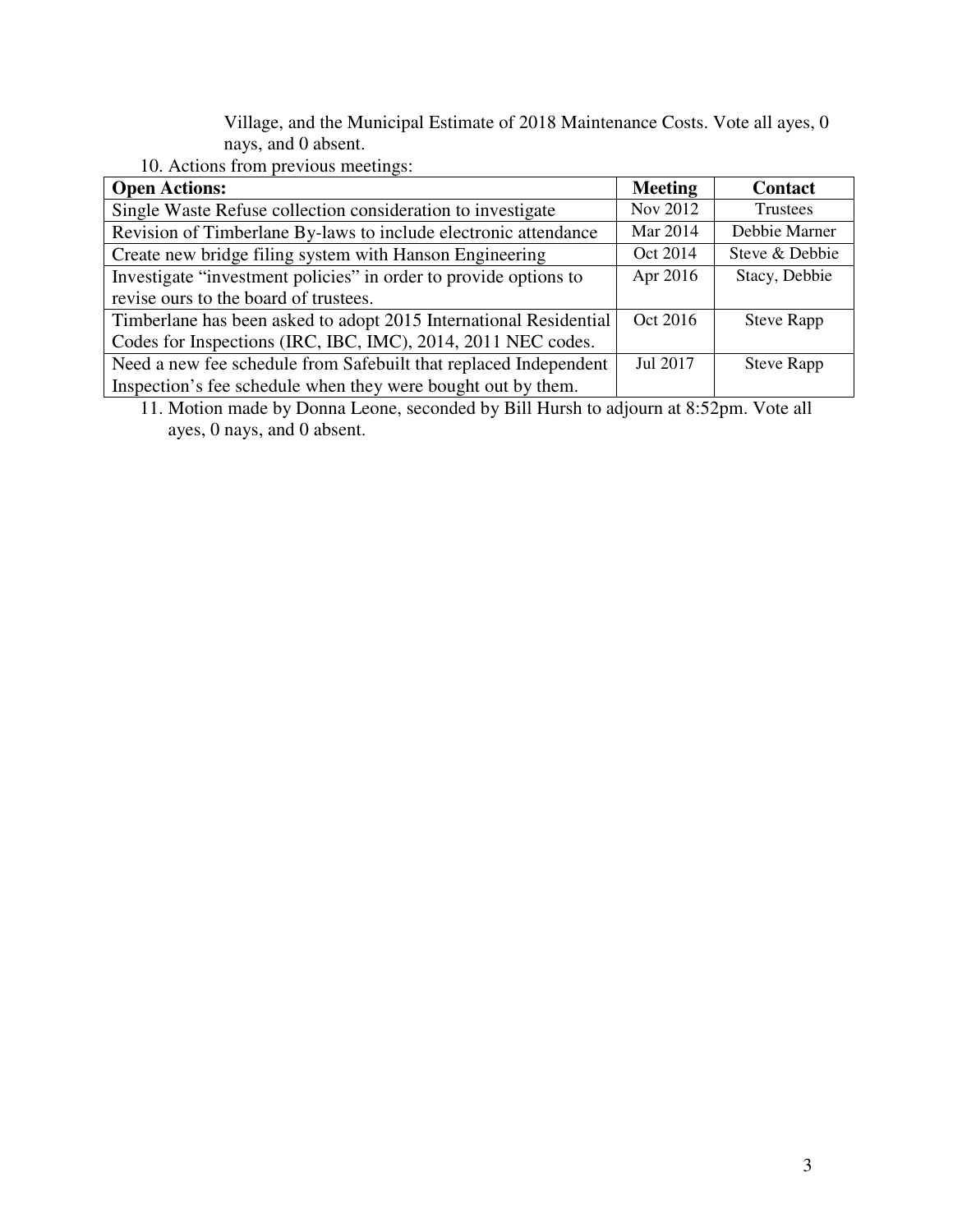Village, and the Municipal Estimate of 2018 Maintenance Costs. Vote all ayes, 0 nays, and 0 absent.

10. Actions from previous meetings:

| **Open Actions:** | **Meeting** | **Contact** |
|---|---|---|
| Single Waste Refuse collection consideration to investigate | Nov 2012 | Trustees |
| Revision of Timberlane By-laws to include electronic attendance | Mar 2014 | Debbie Marner |
| Create new bridge filing system with Hanson Engineering | Oct 2014 | Steve & Debbie |
| Investigate "investment policies" in order to provide options to revise ours to the board of trustees. | Apr 2016 | Stacy, Debbie |
| Timberlane has been asked to adopt 2015 International Residential Codes for Inspections (IRC, IBC, IMC), 2014, 2011 NEC codes. | Oct 2016 | Steve Rapp |
| Need a new fee schedule from Safebuilt that replaced Independent Inspection's fee schedule when they were bought out by them. | Jul 2017 | Steve Rapp |

11. Motion made by Donna Leone, seconded by Bill Hursh to adjourn at 8:52pm. Vote all ayes, 0 nays, and 0 absent.